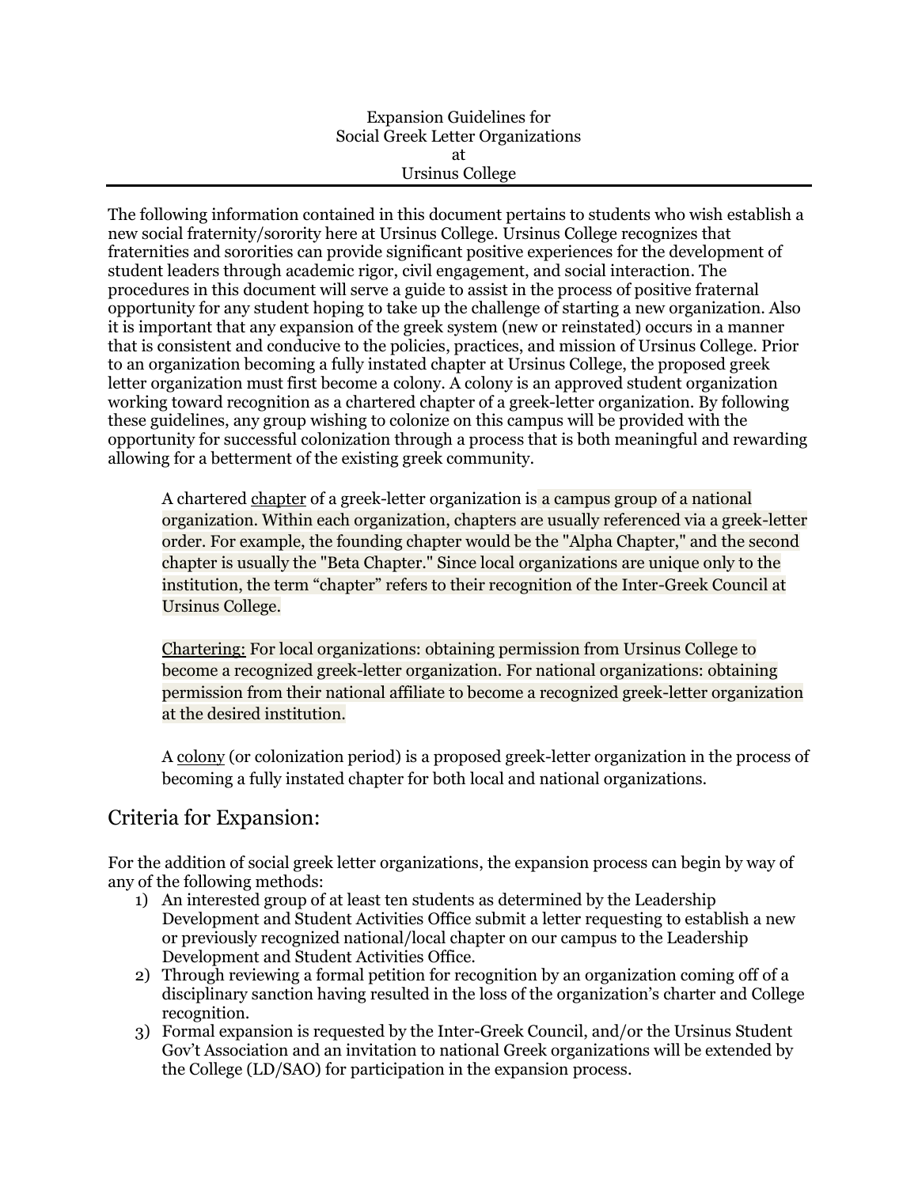# Expansion Guidelines for Social Greek Letter Organizations at Ursinus College

The following information contained in this document pertains to students who wish establish a new social fraternity/sorority here at Ursinus College. Ursinus College recognizes that fraternities and sororities can provide significant positive experiences for the development of student leaders through academic rigor, civil engagement, and social interaction. The procedures in this document will serve a guide to assist in the process of positive fraternal opportunity for any student hoping to take up the challenge of starting a new organization. Also it is important that any expansion of the greek system (new or reinstated) occurs in a manner that is consistent and conducive to the policies, practices, and mission of Ursinus College. Prior to an organization becoming a fully instated chapter at Ursinus College, the proposed greek letter organization must first become a colony. A colony is an approved student organization working toward recognition as a chartered chapter of a greek-letter organization. By following these guidelines, any group wishing to colonize on this campus will be provided with the opportunity for successful colonization through a process that is both meaningful and rewarding allowing for a betterment of the existing greek community.

> A chartered <u>chapter</u> of a greek-letter organization is a campus group of a national organization. Within each organization, chapters are usually referenced via a greek-letter order. For example, the founding chapter would be the "Alpha Chapter," and the second chapter is usually the "Beta Chapter." Since local organizations are unique only to the institution, the term "chapter" refers to their recognition of the Inter-Greek Council at Ursinus College.
>
> <u>Chartering:</u> For local organizations: obtaining permission from Ursinus College to become a recognized greek-letter organization. For national organizations: obtaining permission from their national affiliate to become a recognized greek-letter organization at the desired institution.
>
> A <u>colony</u> (or colonization period) is a proposed greek-letter organization in the process of becoming a fully instated chapter for both local and national organizations.

## Criteria for Expansion:

For the addition of social greek letter organizations, the expansion process can begin by way of any of the following methods:

1) An interested group of at least ten students as determined by the Leadership Development and Student Activities Office submit a letter requesting to establish a new or previously recognized national/local chapter on our campus to the Leadership Development and Student Activities Office.
2) Through reviewing a formal petition for recognition by an organization coming off of a disciplinary sanction having resulted in the loss of the organization's charter and College recognition.
3) Formal expansion is requested by the Inter-Greek Council, and/or the Ursinus Student Gov't Association and an invitation to national Greek organizations will be extended by the College (LD/SAO) for participation in the expansion process.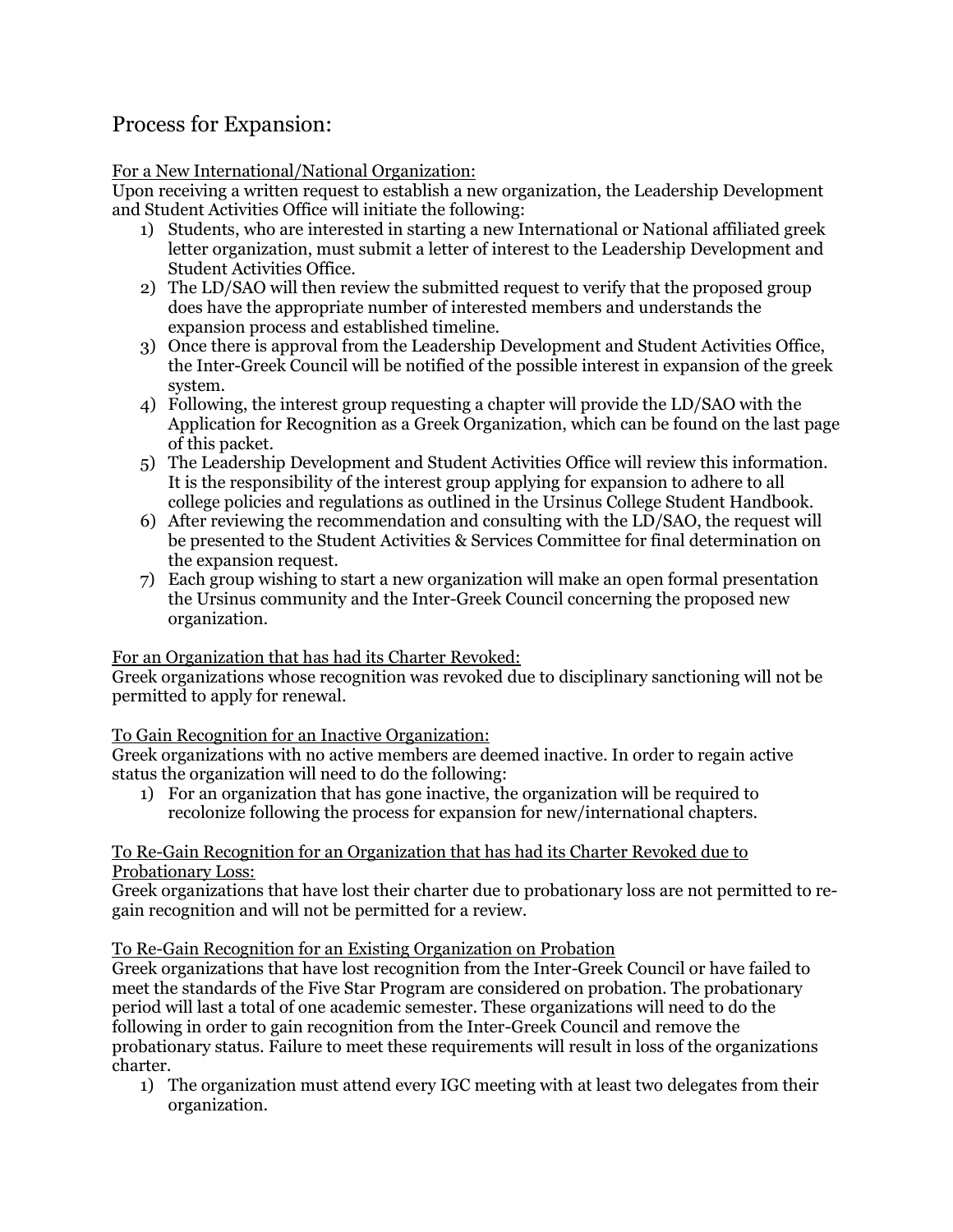# Process for Expansion:

For a New International/National Organization:

Upon receiving a written request to establish a new organization, the Leadership Development and Student Activities Office will initiate the following:

1) Students, who are interested in starting a new International or National affiliated greek letter organization, must submit a letter of interest to the Leadership Development and Student Activities Office.
2) The LD/SAO will then review the submitted request to verify that the proposed group does have the appropriate number of interested members and understands the expansion process and established timeline.
3) Once there is approval from the Leadership Development and Student Activities Office, the Inter-Greek Council will be notified of the possible interest in expansion of the greek system.
4) Following, the interest group requesting a chapter will provide the LD/SAO with the Application for Recognition as a Greek Organization, which can be found on the last page of this packet.
5) The Leadership Development and Student Activities Office will review this information. It is the responsibility of the interest group applying for expansion to adhere to all college policies and regulations as outlined in the Ursinus College Student Handbook.
6) After reviewing the recommendation and consulting with the LD/SAO, the request will be presented to the Student Activities & Services Committee for final determination on the expansion request.
7) Each group wishing to start a new organization will make an open formal presentation the Ursinus community and the Inter-Greek Council concerning the proposed new organization.

For an Organization that has had its Charter Revoked:

Greek organizations whose recognition was revoked due to disciplinary sanctioning will not be permitted to apply for renewal.

To Gain Recognition for an Inactive Organization:

Greek organizations with no active members are deemed inactive. In order to regain active status the organization will need to do the following:

1) For an organization that has gone inactive, the organization will be required to recolonize following the process for expansion for new/international chapters.

To Re-Gain Recognition for an Organization that has had its Charter Revoked due to Probationary Loss:

Greek organizations that have lost their charter due to probationary loss are not permitted to re-gain recognition and will not be permitted for a review.

To Re-Gain Recognition for an Existing Organization on Probation

Greek organizations that have lost recognition from the Inter-Greek Council or have failed to meet the standards of the Five Star Program are considered on probation. The probationary period will last a total of one academic semester. These organizations will need to do the following in order to gain recognition from the Inter-Greek Council and remove the probationary status. Failure to meet these requirements will result in loss of the organizations charter.

1) The organization must attend every IGC meeting with at least two delegates from their organization.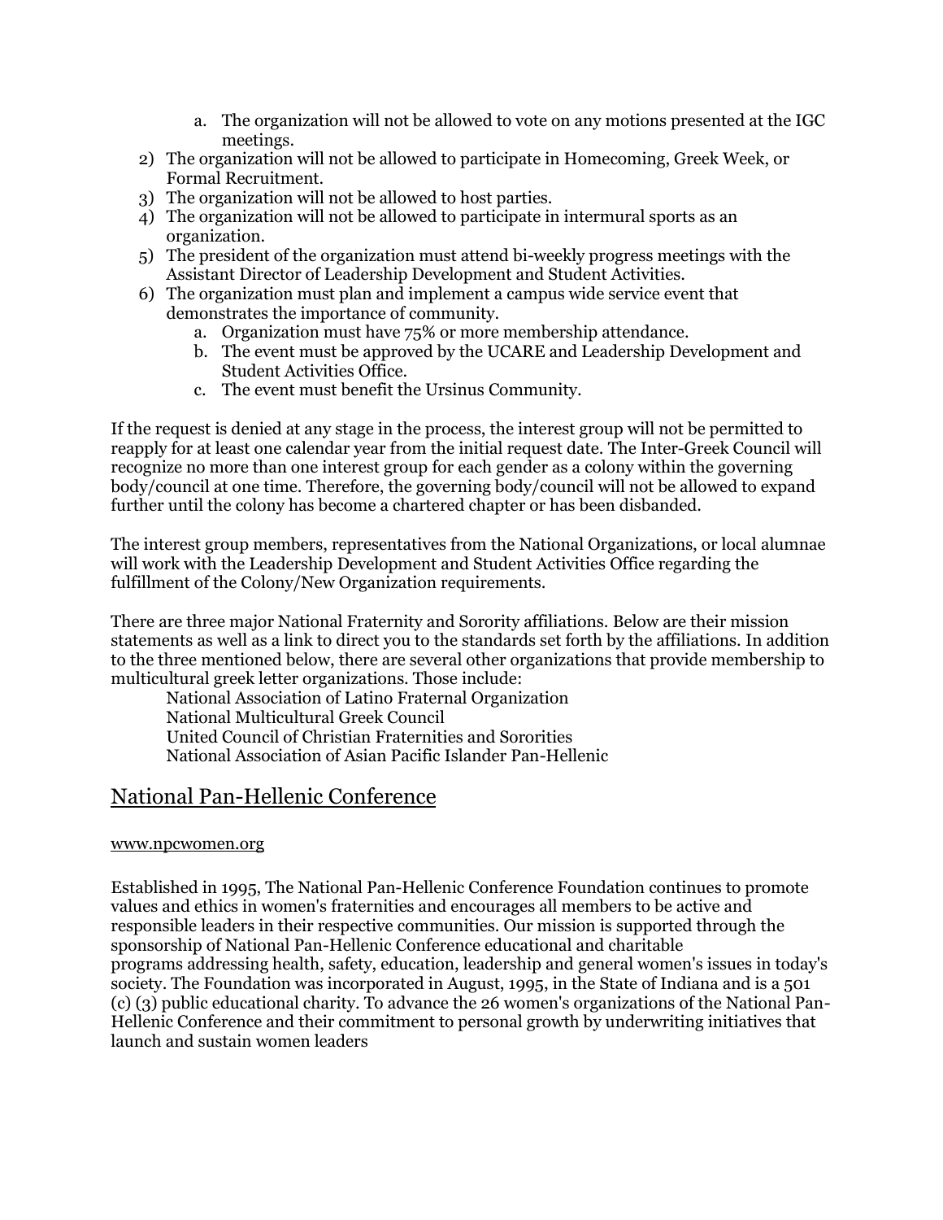a. The organization will not be allowed to vote on any motions presented at the IGC meetings.

2) The organization will not be allowed to participate in Homecoming, Greek Week, or Formal Recruitment.
3) The organization will not be allowed to host parties.
4) The organization will not be allowed to participate in intermural sports as an organization.
5) The president of the organization must attend bi-weekly progress meetings with the Assistant Director of Leadership Development and Student Activities.
6) The organization must plan and implement a campus wide service event that demonstrates the importance of community.
   a. Organization must have 75% or more membership attendance.
   b. The event must be approved by the UCARE and Leadership Development and Student Activities Office.
   c. The event must benefit the Ursinus Community.

If the request is denied at any stage in the process, the interest group will not be permitted to reapply for at least one calendar year from the initial request date. The Inter-Greek Council will recognize no more than one interest group for each gender as a colony within the governing body/council at one time. Therefore, the governing body/council will not be allowed to expand further until the colony has become a chartered chapter or has been disbanded.

The interest group members, representatives from the National Organizations, or local alumnae will work with the Leadership Development and Student Activities Office regarding the fulfillment of the Colony/New Organization requirements.

There are three major National Fraternity and Sorority affiliations. Below are their mission statements as well as a link to direct you to the standards set forth by the affiliations. In addition to the three mentioned below, there are several other organizations that provide membership to multicultural greek letter organizations. Those include:

National Association of Latino Fraternal Organization
National Multicultural Greek Council
United Council of Christian Fraternities and Sororities
National Association of Asian Pacific Islander Pan-Hellenic

## National Pan-Hellenic Conference

www.npcwomen.org

Established in 1995, The National Pan-Hellenic Conference Foundation continues to promote values and ethics in women's fraternities and encourages all members to be active and responsible leaders in their respective communities. Our mission is supported through the sponsorship of National Pan-Hellenic Conference educational and charitable programs addressing health, safety, education, leadership and general women's issues in today's society. The Foundation was incorporated in August, 1995, in the State of Indiana and is a 501 (c) (3) public educational charity. To advance the 26 women's organizations of the National Pan-Hellenic Conference and their commitment to personal growth by underwriting initiatives that launch and sustain women leaders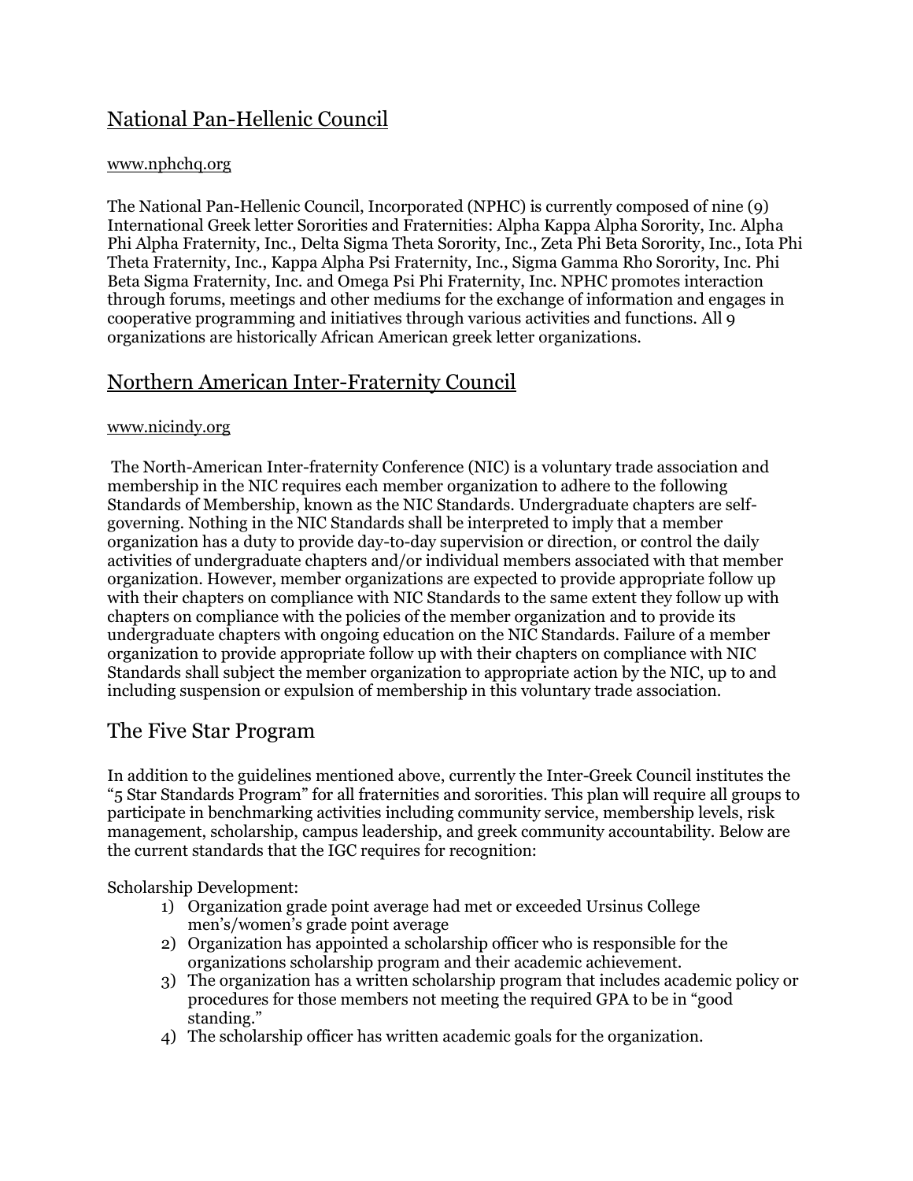## National Pan-Hellenic Council

www.nphchq.org

The National Pan-Hellenic Council, Incorporated (NPHC) is currently composed of nine (9) International Greek letter Sororities and Fraternities: Alpha Kappa Alpha Sorority, Inc. Alpha Phi Alpha Fraternity, Inc., Delta Sigma Theta Sorority, Inc., Zeta Phi Beta Sorority, Inc., Iota Phi Theta Fraternity, Inc., Kappa Alpha Psi Fraternity, Inc., Sigma Gamma Rho Sorority, Inc. Phi Beta Sigma Fraternity, Inc. and Omega Psi Phi Fraternity, Inc. NPHC promotes interaction through forums, meetings and other mediums for the exchange of information and engages in cooperative programming and initiatives through various activities and functions. All 9 organizations are historically African American greek letter organizations.

## Northern American Inter-Fraternity Council

www.nicindy.org

The North-American Inter-fraternity Conference (NIC) is a voluntary trade association and membership in the NIC requires each member organization to adhere to the following Standards of Membership, known as the NIC Standards. Undergraduate chapters are self-governing. Nothing in the NIC Standards shall be interpreted to imply that a member organization has a duty to provide day-to-day supervision or direction, or control the daily activities of undergraduate chapters and/or individual members associated with that member organization. However, member organizations are expected to provide appropriate follow up with their chapters on compliance with NIC Standards to the same extent they follow up with chapters on compliance with the policies of the member organization and to provide its undergraduate chapters with ongoing education on the NIC Standards. Failure of a member organization to provide appropriate follow up with their chapters on compliance with NIC Standards shall subject the member organization to appropriate action by the NIC, up to and including suspension or expulsion of membership in this voluntary trade association.

## The Five Star Program

In addition to the guidelines mentioned above, currently the Inter-Greek Council institutes the "5 Star Standards Program" for all fraternities and sororities. This plan will require all groups to participate in benchmarking activities including community service, membership levels, risk management, scholarship, campus leadership, and greek community accountability. Below are the current standards that the IGC requires for recognition:

Scholarship Development:

1) Organization grade point average had met or exceeded Ursinus College men's/women's grade point average
2) Organization has appointed a scholarship officer who is responsible for the organizations scholarship program and their academic achievement.
3) The organization has a written scholarship program that includes academic policy or procedures for those members not meeting the required GPA to be in "good standing."
4) The scholarship officer has written academic goals for the organization.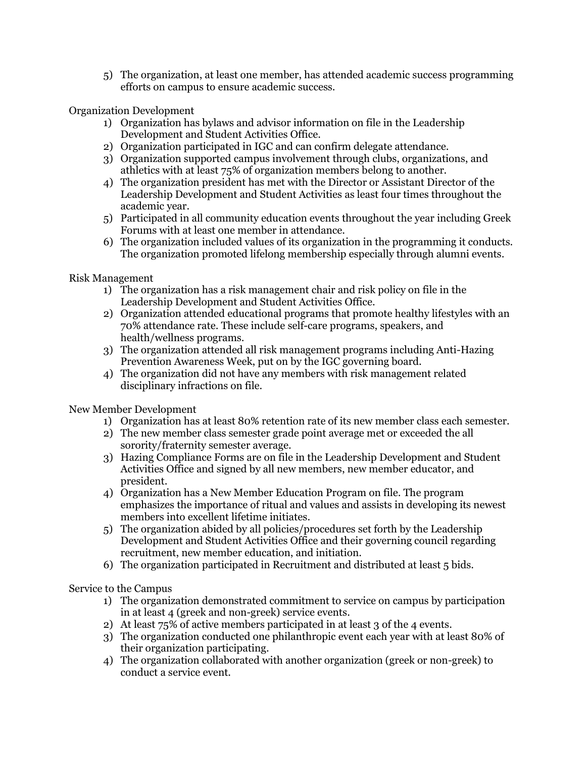5) The organization, at least one member, has attended academic success programming efforts on campus to ensure academic success.

Organization Development

1) Organization has bylaws and advisor information on file in the Leadership Development and Student Activities Office.
2) Organization participated in IGC and can confirm delegate attendance.
3) Organization supported campus involvement through clubs, organizations, and athletics with at least 75% of organization members belong to another.
4) The organization president has met with the Director or Assistant Director of the Leadership Development and Student Activities as least four times throughout the academic year.
5) Participated in all community education events throughout the year including Greek Forums with at least one member in attendance.
6) The organization included values of its organization in the programming it conducts. The organization promoted lifelong membership especially through alumni events.

Risk Management

1) The organization has a risk management chair and risk policy on file in the Leadership Development and Student Activities Office.
2) Organization attended educational programs that promote healthy lifestyles with an 70% attendance rate. These include self-care programs, speakers, and health/wellness programs.
3) The organization attended all risk management programs including Anti-Hazing Prevention Awareness Week, put on by the IGC governing board.
4) The organization did not have any members with risk management related disciplinary infractions on file.

New Member Development

1) Organization has at least 80% retention rate of its new member class each semester.
2) The new member class semester grade point average met or exceeded the all sorority/fraternity semester average.
3) Hazing Compliance Forms are on file in the Leadership Development and Student Activities Office and signed by all new members, new member educator, and president.
4) Organization has a New Member Education Program on file. The program emphasizes the importance of ritual and values and assists in developing its newest members into excellent lifetime initiates.
5) The organization abided by all policies/procedures set forth by the Leadership Development and Student Activities Office and their governing council regarding recruitment, new member education, and initiation.
6) The organization participated in Recruitment and distributed at least 5 bids.

Service to the Campus

1) The organization demonstrated commitment to service on campus by participation in at least 4 (greek and non-greek) service events.
2) At least 75% of active members participated in at least 3 of the 4 events.
3) The organization conducted one philanthropic event each year with at least 80% of their organization participating.
4) The organization collaborated with another organization (greek or non-greek) to conduct a service event.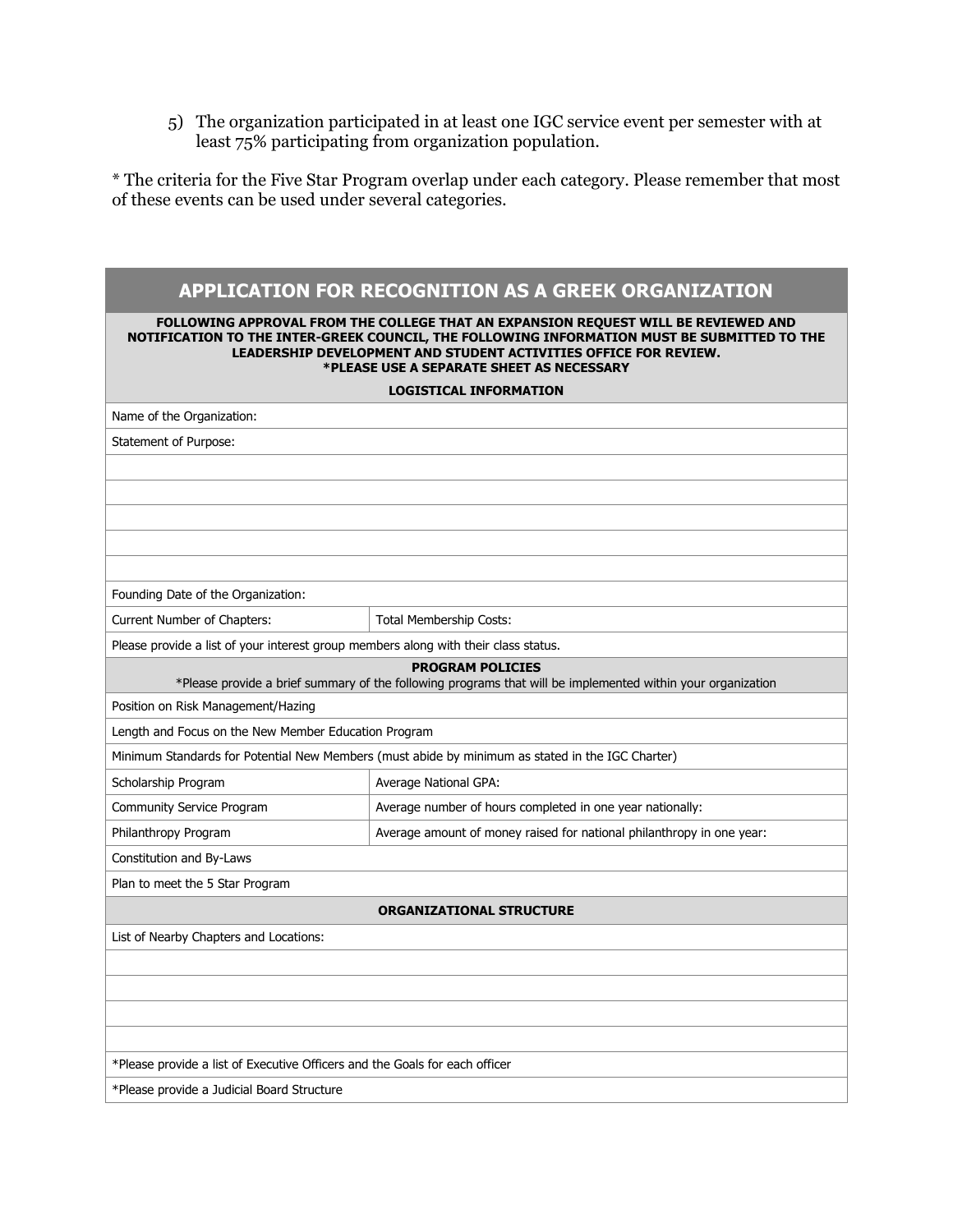5) The organization participated in at least one IGC service event per semester with at least 75% participating from organization population.

* The criteria for the Five Star Program overlap under each category. Please remember that most of these events can be used under several categories.

| APPLICATION FOR RECOGNITION AS A GREEK ORGANIZATION | |
|---|---|
| **FOLLOWING APPROVAL FROM THE COLLEGE THAT AN EXPANSION REQUEST WILL BE REVIEWED AND NOTIFICATION TO THE INTER-GREEK COUNCIL, THE FOLLOWING INFORMATION MUST BE SUBMITTED TO THE LEADERSHIP DEVELOPMENT AND STUDENT ACTIVITIES OFFICE FOR REVIEW. *PLEASE USE A SEPARATE SHEET AS NECESSARY** | |
| **LOGISTICAL INFORMATION** | |
| Name of the Organization: | |
| Statement of Purpose: | |
| | |
| | |
| | |
| | |
| | |
| Founding Date of the Organization: | |
| Current Number of Chapters: | Total Membership Costs: |
| Please provide a list of your interest group members along with their class status. | |
| **PROGRAM POLICIES** *Please provide a brief summary of the following programs that will be implemented within your organization | |
| Position on Risk Management/Hazing | |
| Length and Focus on the New Member Education Program | |
| Minimum Standards for Potential New Members (must abide by minimum as stated in the IGC Charter) | |
| Scholarship Program | Average National GPA: |
| Community Service Program | Average number of hours completed in one year nationally: |
| Philanthropy Program | Average amount of money raised for national philanthropy in one year: |
| Constitution and By-Laws | |
| Plan to meet the 5 Star Program | |
| **ORGANIZATIONAL STRUCTURE** | |
| List of Nearby Chapters and Locations: | |
| | |
| | |
| | |
| | |
| *Please provide a list of Executive Officers and the Goals for each officer | |
| *Please provide a Judicial Board Structure | |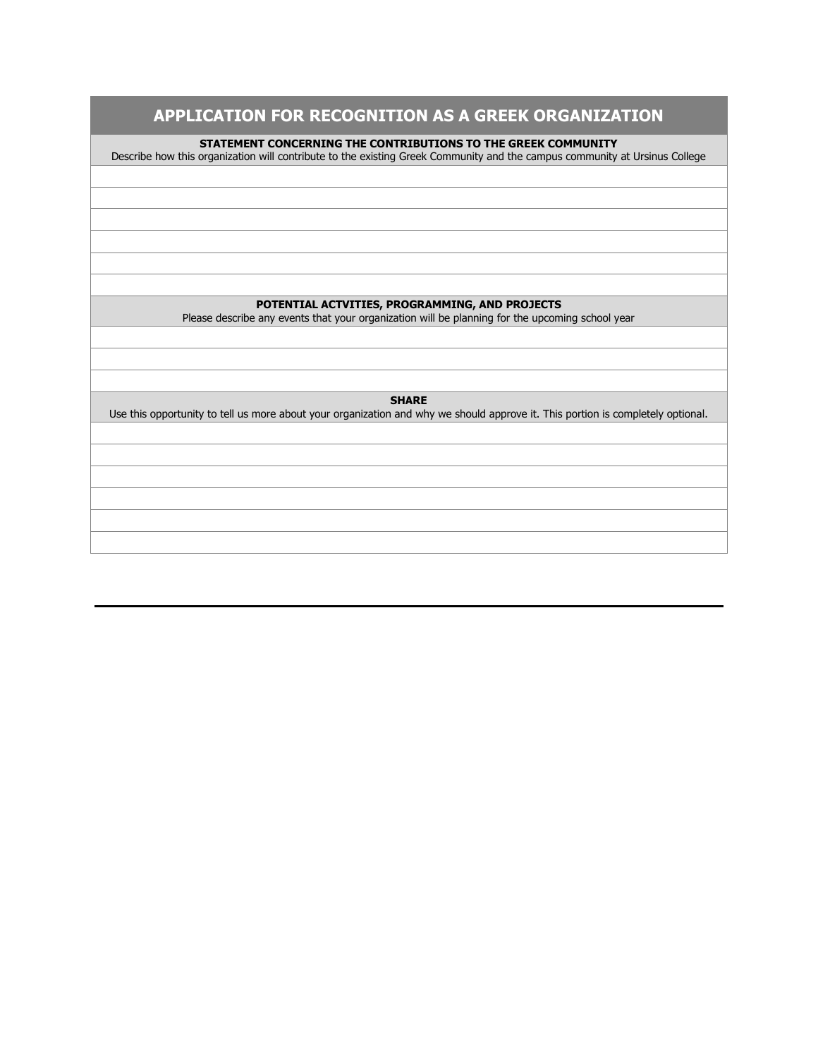## APPLICATION FOR RECOGNITION AS A GREEK ORGANIZATION

**STATEMENT CONCERNING THE CONTRIBUTIONS TO THE GREEK COMMUNITY**

Describe how this organization will contribute to the existing Greek Community and the campus community at Ursinus College

**POTENTIAL ACTVITIES, PROGRAMMING, AND PROJECTS**

Please describe any events that your organization will be planning for the upcoming school year

**SHARE**

Use this opportunity to tell us more about your organization and why we should approve it. This portion is completely optional.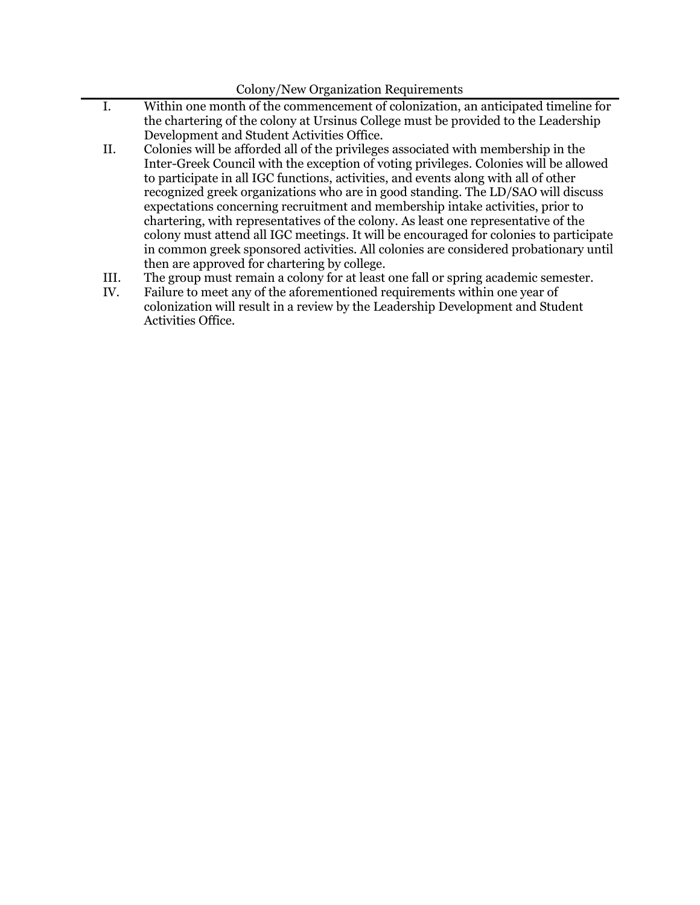## Colony/New Organization Requirements

I. Within one month of the commencement of colonization, an anticipated timeline for the chartering of the colony at Ursinus College must be provided to the Leadership Development and Student Activities Office.

II. Colonies will be afforded all of the privileges associated with membership in the Inter-Greek Council with the exception of voting privileges. Colonies will be allowed to participate in all IGC functions, activities, and events along with all of other recognized greek organizations who are in good standing. The LD/SAO will discuss expectations concerning recruitment and membership intake activities, prior to chartering, with representatives of the colony. As least one representative of the colony must attend all IGC meetings. It will be encouraged for colonies to participate in common greek sponsored activities. All colonies are considered probationary until then are approved for chartering by college.

III. The group must remain a colony for at least one fall or spring academic semester.

IV. Failure to meet any of the aforementioned requirements within one year of colonization will result in a review by the Leadership Development and Student Activities Office.